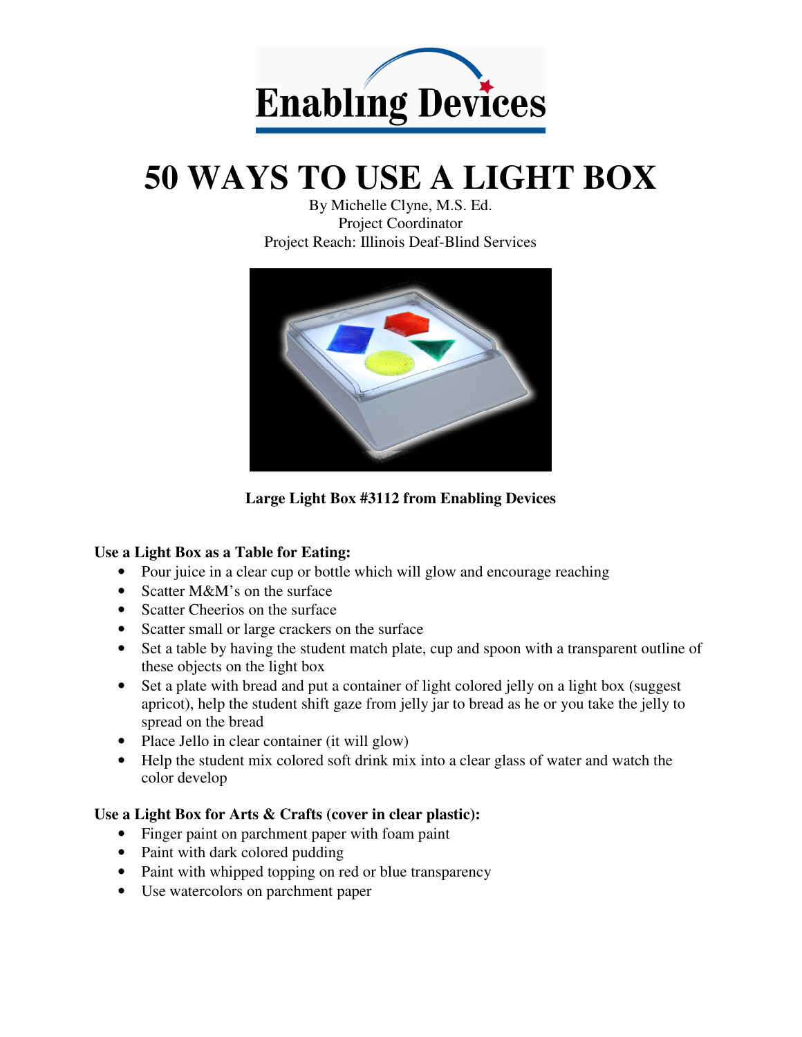Enabling Devices

# 50 WAYS TO USE A LIGHT BOX

By Michelle Clyne, M.S. Ed.
Project Coordinator
Project Reach: Illinois Deaf-Blind Services

**Large Light Box #3112 from Enabling Devices**

**Use a Light Box as a Table for Eating:**

- Pour juice in a clear cup or bottle which will glow and encourage reaching
- Scatter M&M's on the surface
- Scatter Cheerios on the surface
- Scatter small or large crackers on the surface
- Set a table by having the student match plate, cup and spoon with a transparent outline of these objects on the light box
- Set a plate with bread and put a container of light colored jelly on a light box (suggest apricot), help the student shift gaze from jelly jar to bread as he or you take the jelly to spread on the bread
- Place Jello in clear container (it will glow)
- Help the student mix colored soft drink mix into a clear glass of water and watch the color develop

**Use a Light Box for Arts & Crafts (cover in clear plastic):**

- Finger paint on parchment paper with foam paint
- Paint with dark colored pudding
- Paint with whipped topping on red or blue transparency
- Use watercolors on parchment paper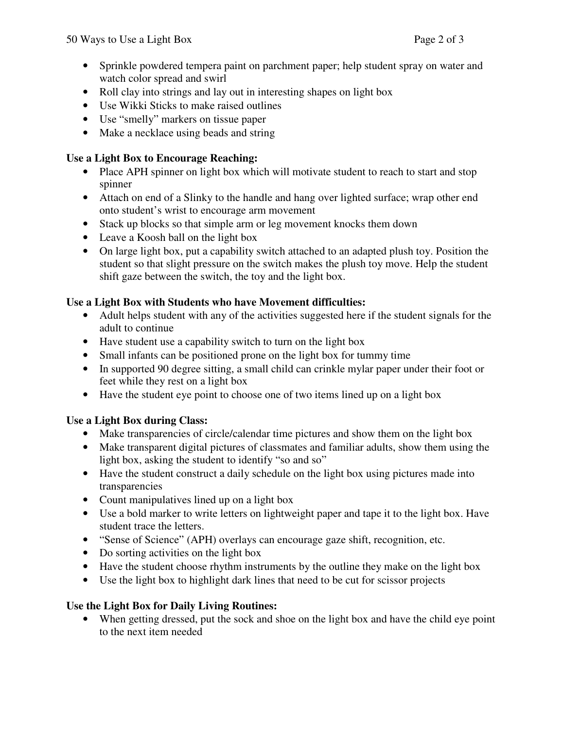- Sprinkle powdered tempera paint on parchment paper; help student spray on water and watch color spread and swirl
- Roll clay into strings and lay out in interesting shapes on light box
- Use Wikki Sticks to make raised outlines
- Use "smelly" markers on tissue paper
- Make a necklace using beads and string

**Use a Light Box to Encourage Reaching:**

- Place APH spinner on light box which will motivate student to reach to start and stop spinner
- Attach on end of a Slinky to the handle and hang over lighted surface; wrap other end onto student's wrist to encourage arm movement
- Stack up blocks so that simple arm or leg movement knocks them down
- Leave a Koosh ball on the light box
- On large light box, put a capability switch attached to an adapted plush toy. Position the student so that slight pressure on the switch makes the plush toy move. Help the student shift gaze between the switch, the toy and the light box.

**Use a Light Box with Students who have Movement difficulties:**

- Adult helps student with any of the activities suggested here if the student signals for the adult to continue
- Have student use a capability switch to turn on the light box
- Small infants can be positioned prone on the light box for tummy time
- In supported 90 degree sitting, a small child can crinkle mylar paper under their foot or feet while they rest on a light box
- Have the student eye point to choose one of two items lined up on a light box

**Use a Light Box during Class:**

- Make transparencies of circle/calendar time pictures and show them on the light box
- Make transparent digital pictures of classmates and familiar adults, show them using the light box, asking the student to identify "so and so"
- Have the student construct a daily schedule on the light box using pictures made into transparencies
- Count manipulatives lined up on a light box
- Use a bold marker to write letters on lightweight paper and tape it to the light box. Have student trace the letters.
- "Sense of Science" (APH) overlays can encourage gaze shift, recognition, etc.
- Do sorting activities on the light box
- Have the student choose rhythm instruments by the outline they make on the light box
- Use the light box to highlight dark lines that need to be cut for scissor projects

**Use the Light Box for Daily Living Routines:**

- When getting dressed, put the sock and shoe on the light box and have the child eye point to the next item needed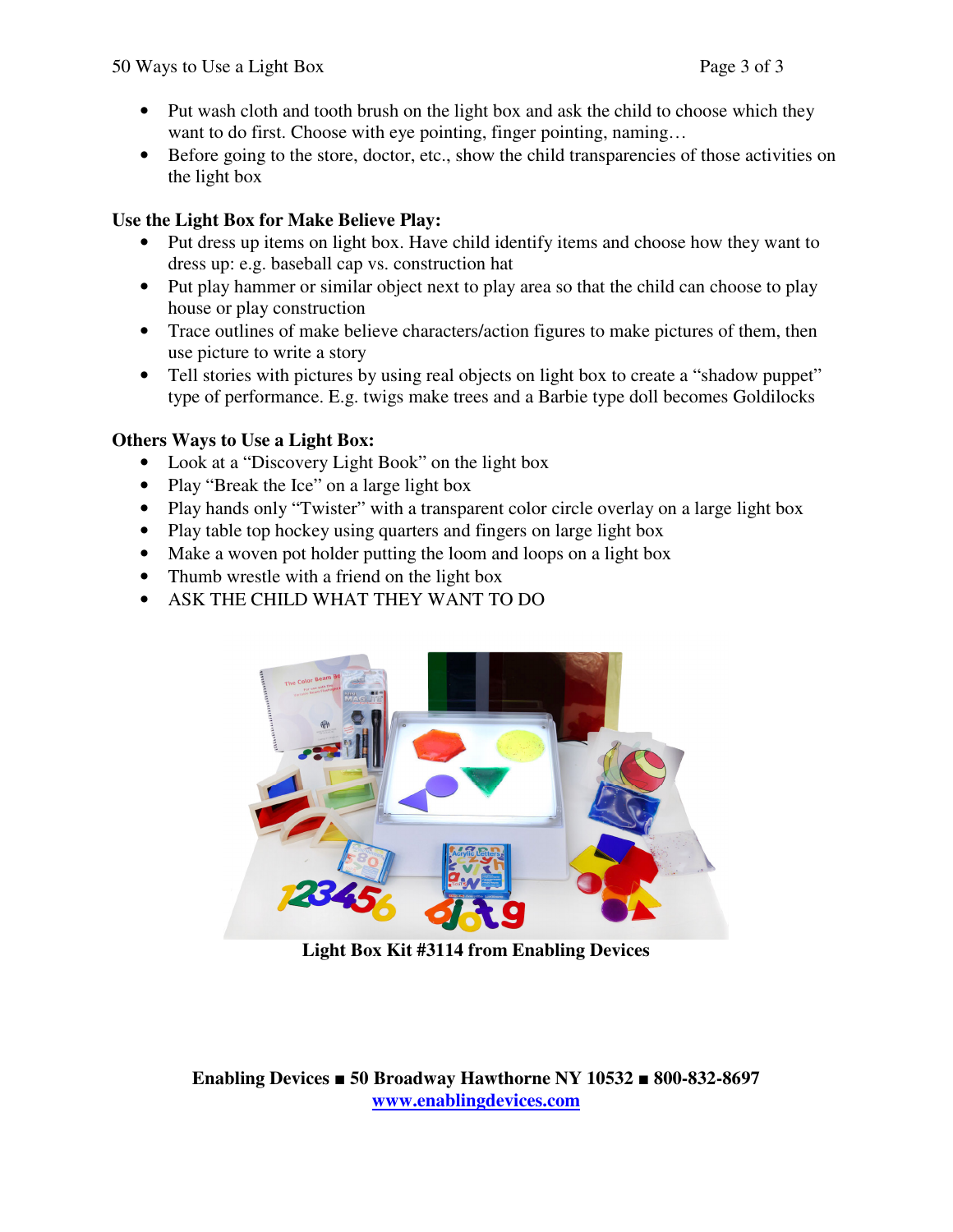- Put wash cloth and tooth brush on the light box and ask the child to choose which they want to do first. Choose with eye pointing, finger pointing, naming…
- Before going to the store, doctor, etc., show the child transparencies of those activities on the light box

**Use the Light Box for Make Believe Play:**

- Put dress up items on light box. Have child identify items and choose how they want to dress up: e.g. baseball cap vs. construction hat
- Put play hammer or similar object next to play area so that the child can choose to play house or play construction
- Trace outlines of make believe characters/action figures to make pictures of them, then use picture to write a story
- Tell stories with pictures by using real objects on light box to create a "shadow puppet" type of performance. E.g. twigs make trees and a Barbie type doll becomes Goldilocks

**Others Ways to Use a Light Box:**

- Look at a "Discovery Light Book" on the light box
- Play "Break the Ice" on a large light box
- Play hands only "Twister" with a transparent color circle overlay on a large light box
- Play table top hockey using quarters and fingers on large light box
- Make a woven pot holder putting the loom and loops on a light box
- Thumb wrestle with a friend on the light box
- ASK THE CHILD WHAT THEY WANT TO DO

**Light Box Kit #3114 from Enabling Devices**

**Enabling Devices ■ 50 Broadway Hawthorne NY 10532 ■ 800-832-8697**
**www.enablingdevices.com**